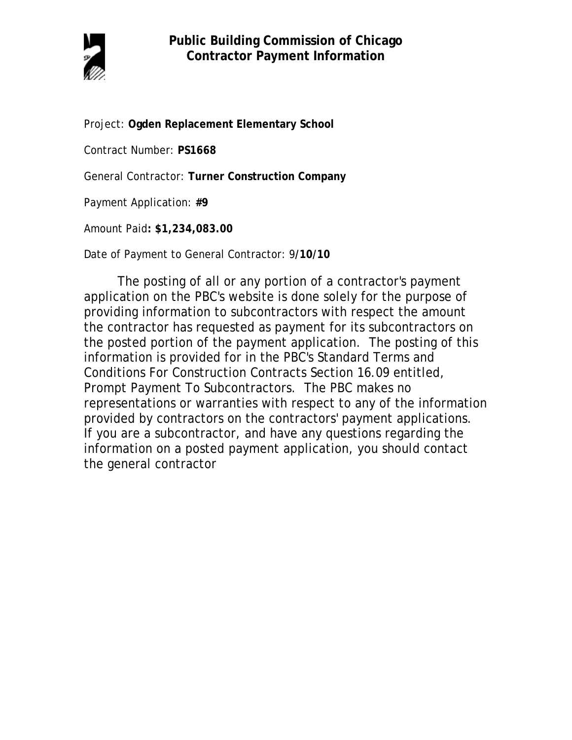# Public Building Commission of Chicago
## Contractor Payment Information

Project: **Ogden Replacement Elementary School**

Contract Number: **PS1668**

General Contractor: **Turner Construction Company**

Payment Application: **#9**

Amount Paid**: $1,234,083.00**

Date of Payment to General Contractor: 9/**10/10**

The posting of all or any portion of a contractor's payment application on the PBC's website is done solely for the purpose of providing information to subcontractors with respect the amount the contractor has requested as payment for its subcontractors on the posted portion of the payment application. The posting of this information is provided for in the PBC's Standard Terms and Conditions For Construction Contracts Section 16.09 entitled, Prompt Payment To Subcontractors. The PBC makes no representations or warranties with respect to any of the information provided by contractors on the contractors' payment applications. If you are a subcontractor, and have any questions regarding the information on a posted payment application, you should contact the general contractor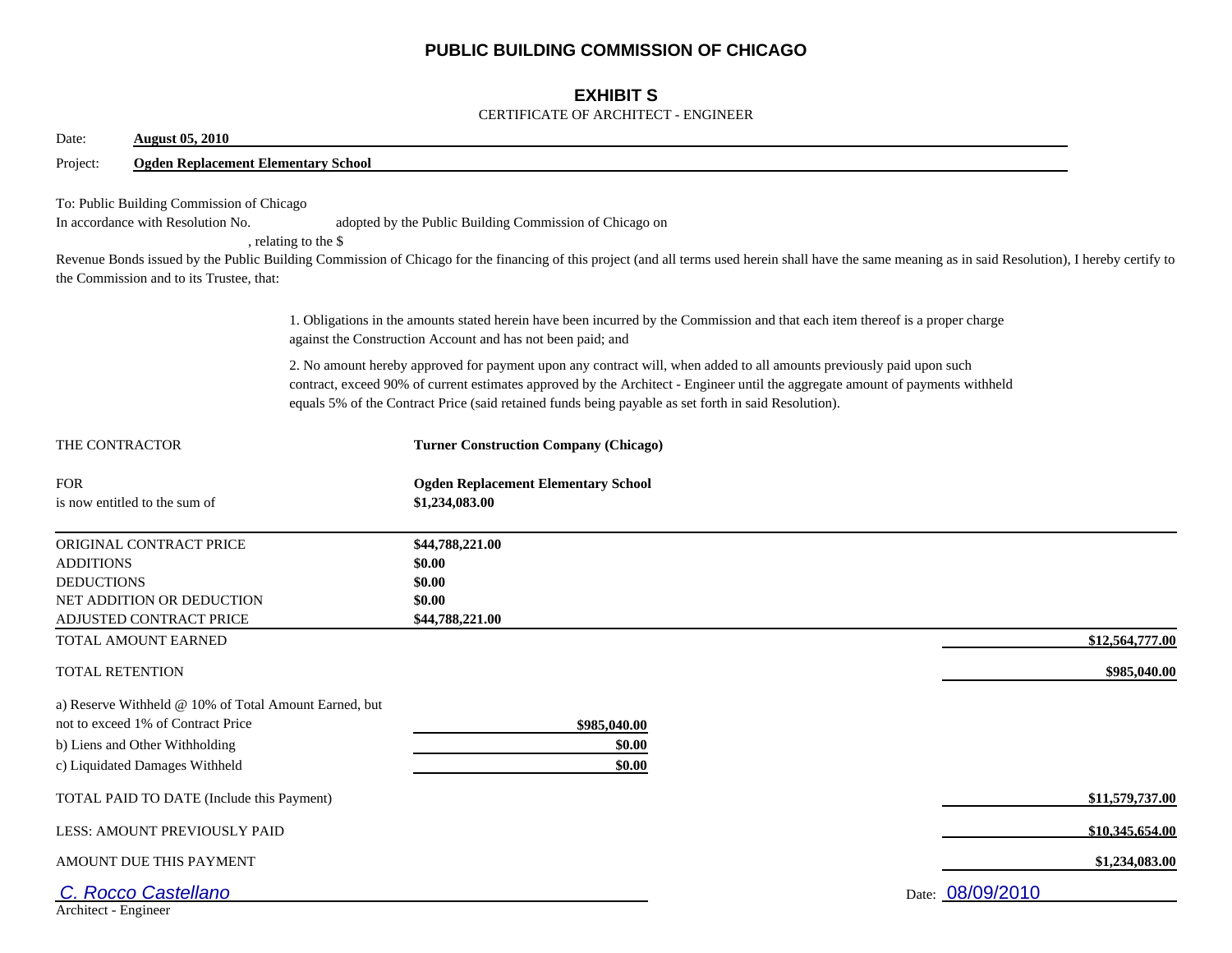# PUBLIC BUILDING COMMISSION OF CHICAGO

## EXHIBIT S

CERTIFICATE OF ARCHITECT - ENGINEER

Date: **August 05, 2010**

Project: **Ogden Replacement Elementary School**

To: Public Building Commission of Chicago

In accordance with Resolution No. adopted by the Public Building Commission of Chicago on , relating to the $ Revenue Bonds issued by the Public Building Commission of Chicago for the financing of this project (and all terms used herein shall have the same meaning as in said Resolution), I hereby certify to the Commission and to its Trustee, that:

1. Obligations in the amounts stated herein have been incurred by the Commission and that each item thereof is a proper charge against the Construction Account and has not been paid; and

2. No amount hereby approved for payment upon any contract will, when added to all amounts previously paid upon such contract, exceed 90% of current estimates approved by the Architect - Engineer until the aggregate amount of payments withheld equals 5% of the Contract Price (said retained funds being payable as set forth in said Resolution).

THE CONTRACTOR **Turner Construction Company (Chicago)**

FOR **Ogden Replacement Elementary School**

is now entitled to the sum of **$1,234,083.00**

| | | |
|---|---|---|
| ORIGINAL CONTRACT PRICE | **$44,788,221.00** | |
| ADDITIONS | **$0.00** | |
| DEDUCTIONS | **$0.00** | |
| NET ADDITION OR DEDUCTION | **$0.00** | |
| ADJUSTED CONTRACT PRICE | **$44,788,221.00** | |
| TOTAL AMOUNT EARNED | | **$12,564,777.00** |
| TOTAL RETENTION | | **$985,040.00** |
| a) Reserve Withheld @ 10% of Total Amount Earned, but not to exceed 1% of Contract Price | **$985,040.00** | |
| b) Liens and Other Withholding | **$0.00** | |
| c) Liquidated Damages Withheld | **$0.00** | |
| TOTAL PAID TO DATE (Include this Payment) | | **$11,579,737.00** |
| LESS: AMOUNT PREVIOUSLY PAID | | **$10,345,654.00** |
| AMOUNT DUE THIS PAYMENT | | **$1,234,083.00** |

*C. Rocco Castellano*

Architect - Engineer

Date: 08/09/2010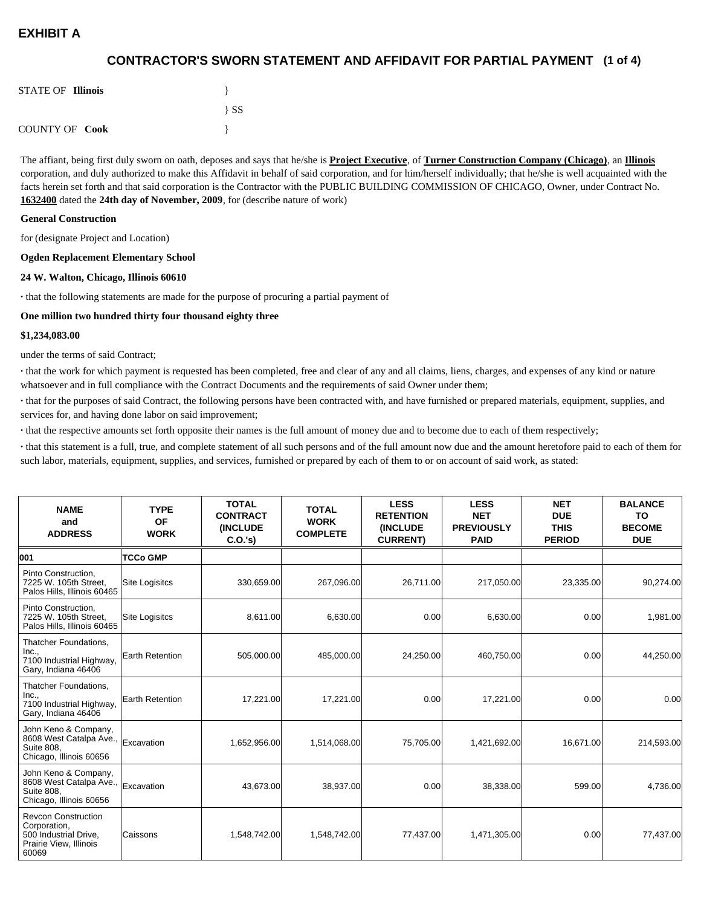# EXHIBIT A

## CONTRACTOR'S SWORN STATEMENT AND AFFIDAVIT FOR PARTIAL PAYMENT (1 of 4)

STATE OF **Illinois** }

} SS

COUNTY OF **Cook** }

The affiant, being first duly sworn on oath, deposes and says that he/she is **Project Executive**, of **Turner Construction Company (Chicago)**, an **Illinois** corporation, and duly authorized to make this Affidavit in behalf of said corporation, and for him/herself individually; that he/she is well acquainted with the facts herein set forth and that said corporation is the Contractor with the PUBLIC BUILDING COMMISSION OF CHICAGO, Owner, under Contract No. **1632400** dated the **24th day of November, 2009**, for (describe nature of work)

**General Construction**

for (designate Project and Location)

**Ogden Replacement Elementary School**

**24 W. Walton, Chicago, Illinois 60610**

· that the following statements are made for the purpose of procuring a partial payment of

**One million two hundred thirty four thousand eighty three**

**$1,234,083.00**

under the terms of said Contract;

· that the work for which payment is requested has been completed, free and clear of any and all claims, liens, charges, and expenses of any kind or nature whatsoever and in full compliance with the Contract Documents and the requirements of said Owner under them;

· that for the purposes of said Contract, the following persons have been contracted with, and have furnished or prepared materials, equipment, supplies, and services for, and having done labor on said improvement;

· that the respective amounts set forth opposite their names is the full amount of money due and to become due to each of them respectively;

· that this statement is a full, true, and complete statement of all such persons and of the full amount now due and the amount heretofore paid to each of them for such labor, materials, equipment, supplies, and services, furnished or prepared by each of them to or on account of said work, as stated:

| NAME and ADDRESS | TYPE OF WORK | TOTAL CONTRACT (INCLUDE C.O.'s) | TOTAL WORK COMPLETE | LESS RETENTION (INCLUDE CURRENT) | LESS NET PREVIOUSLY PAID | NET DUE THIS PERIOD | BALANCE TO BECOME DUE |
|---|---|---|---|---|---|---|---|
| **001** | **TCCo GMP** | | | | | | |
| Pinto Construction, 7225 W. 105th Street, Palos Hills, Illinois 60465 | Site Logisitcs | 330,659.00 | 267,096.00 | 26,711.00 | 217,050.00 | 23,335.00 | 90,274.00 |
| Pinto Construction, 7225 W. 105th Street, Palos Hills, Illinois 60465 | Site Logisitcs | 8,611.00 | 6,630.00 | 0.00 | 6,630.00 | 0.00 | 1,981.00 |
| Thatcher Foundations, Inc., 7100 Industrial Highway, Gary, Indiana 46406 | Earth Retention | 505,000.00 | 485,000.00 | 24,250.00 | 460,750.00 | 0.00 | 44,250.00 |
| Thatcher Foundations, Inc., 7100 Industrial Highway, Gary, Indiana 46406 | Earth Retention | 17,221.00 | 17,221.00 | 0.00 | 17,221.00 | 0.00 | 0.00 |
| John Keno & Company, 8608 West Catalpa Ave., Suite 808, Chicago, Illinois 60656 | Excavation | 1,652,956.00 | 1,514,068.00 | 75,705.00 | 1,421,692.00 | 16,671.00 | 214,593.00 |
| John Keno & Company, 8608 West Catalpa Ave., Suite 808, Chicago, Illinois 60656 | Excavation | 43,673.00 | 38,937.00 | 0.00 | 38,338.00 | 599.00 | 4,736.00 |
| Revcon Construction Corporation, 500 Industrial Drive, Prairie View, Illinois 60069 | Caissons | 1,548,742.00 | 1,548,742.00 | 77,437.00 | 1,471,305.00 | 0.00 | 77,437.00 |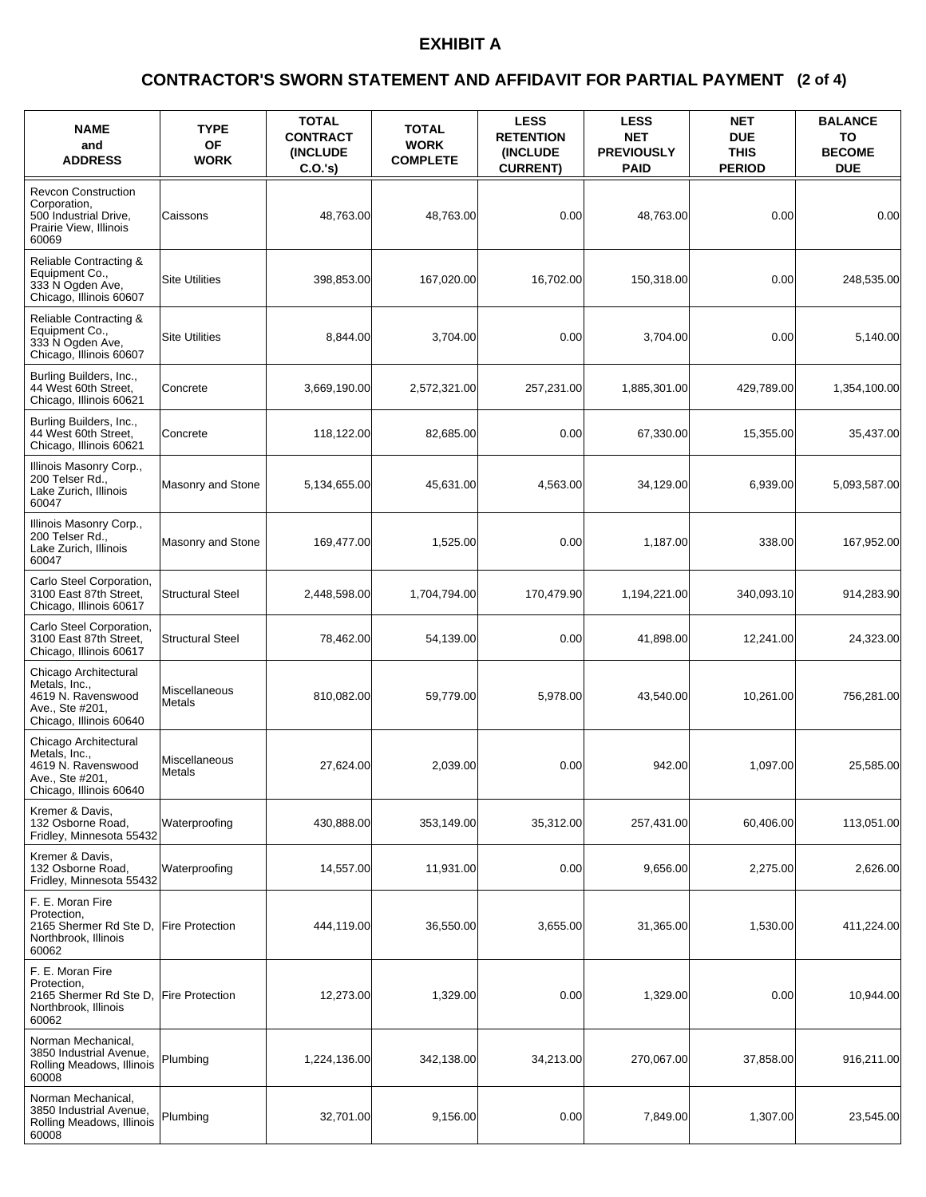# EXHIBIT A

## CONTRACTOR'S SWORN STATEMENT AND AFFIDAVIT FOR PARTIAL PAYMENT (2 of 4)

| NAME and ADDRESS | TYPE OF WORK | TOTAL CONTRACT (INCLUDE C.O.'s) | TOTAL WORK COMPLETE | LESS RETENTION (INCLUDE CURRENT) | LESS NET PREVIOUSLY PAID | NET DUE THIS PERIOD | BALANCE TO BECOME DUE |
|---|---|---|---|---|---|---|---|
| Revcon Construction Corporation, 500 Industrial Drive, Prairie View, Illinois 60069 | Caissons | 48,763.00 | 48,763.00 | 0.00 | 48,763.00 | 0.00 | 0.00 |
| Reliable Contracting & Equipment Co., 333 N Ogden Ave, Chicago, Illinois 60607 | Site Utilities | 398,853.00 | 167,020.00 | 16,702.00 | 150,318.00 | 0.00 | 248,535.00 |
| Reliable Contracting & Equipment Co., 333 N Ogden Ave, Chicago, Illinois 60607 | Site Utilities | 8,844.00 | 3,704.00 | 0.00 | 3,704.00 | 0.00 | 5,140.00 |
| Burling Builders, Inc., 44 West 60th Street, Chicago, Illinois 60621 | Concrete | 3,669,190.00 | 2,572,321.00 | 257,231.00 | 1,885,301.00 | 429,789.00 | 1,354,100.00 |
| Burling Builders, Inc., 44 West 60th Street, Chicago, Illinois 60621 | Concrete | 118,122.00 | 82,685.00 | 0.00 | 67,330.00 | 15,355.00 | 35,437.00 |
| Illinois Masonry Corp., 200 Telser Rd., Lake Zurich, Illinois 60047 | Masonry and Stone | 5,134,655.00 | 45,631.00 | 4,563.00 | 34,129.00 | 6,939.00 | 5,093,587.00 |
| Illinois Masonry Corp., 200 Telser Rd., Lake Zurich, Illinois 60047 | Masonry and Stone | 169,477.00 | 1,525.00 | 0.00 | 1,187.00 | 338.00 | 167,952.00 |
| Carlo Steel Corporation, 3100 East 87th Street, Chicago, Illinois 60617 | Structural Steel | 2,448,598.00 | 1,704,794.00 | 170,479.90 | 1,194,221.00 | 340,093.10 | 914,283.90 |
| Carlo Steel Corporation, 3100 East 87th Street, Chicago, Illinois 60617 | Structural Steel | 78,462.00 | 54,139.00 | 0.00 | 41,898.00 | 12,241.00 | 24,323.00 |
| Chicago Architectural Metals, Inc., 4619 N. Ravenswood Ave., Ste #201, Chicago, Illinois 60640 | Miscellaneous Metals | 810,082.00 | 59,779.00 | 5,978.00 | 43,540.00 | 10,261.00 | 756,281.00 |
| Chicago Architectural Metals, Inc., 4619 N. Ravenswood Ave., Ste #201, Chicago, Illinois 60640 | Miscellaneous Metals | 27,624.00 | 2,039.00 | 0.00 | 942.00 | 1,097.00 | 25,585.00 |
| Kremer & Davis, 132 Osborne Road, Fridley, Minnesota 55432 | Waterproofing | 430,888.00 | 353,149.00 | 35,312.00 | 257,431.00 | 60,406.00 | 113,051.00 |
| Kremer & Davis, 132 Osborne Road, Fridley, Minnesota 55432 | Waterproofing | 14,557.00 | 11,931.00 | 0.00 | 9,656.00 | 2,275.00 | 2,626.00 |
| F. E. Moran Fire Protection, 2165 Shermer Rd Ste D, Northbrook, Illinois 60062 | Fire Protection | 444,119.00 | 36,550.00 | 3,655.00 | 31,365.00 | 1,530.00 | 411,224.00 |
| F. E. Moran Fire Protection, 2165 Shermer Rd Ste D, Northbrook, Illinois 60062 | Fire Protection | 12,273.00 | 1,329.00 | 0.00 | 1,329.00 | 0.00 | 10,944.00 |
| Norman Mechanical, 3850 Industrial Avenue, Rolling Meadows, Illinois 60008 | Plumbing | 1,224,136.00 | 342,138.00 | 34,213.00 | 270,067.00 | 37,858.00 | 916,211.00 |
| Norman Mechanical, 3850 Industrial Avenue, Rolling Meadows, Illinois 60008 | Plumbing | 32,701.00 | 9,156.00 | 0.00 | 7,849.00 | 1,307.00 | 23,545.00 |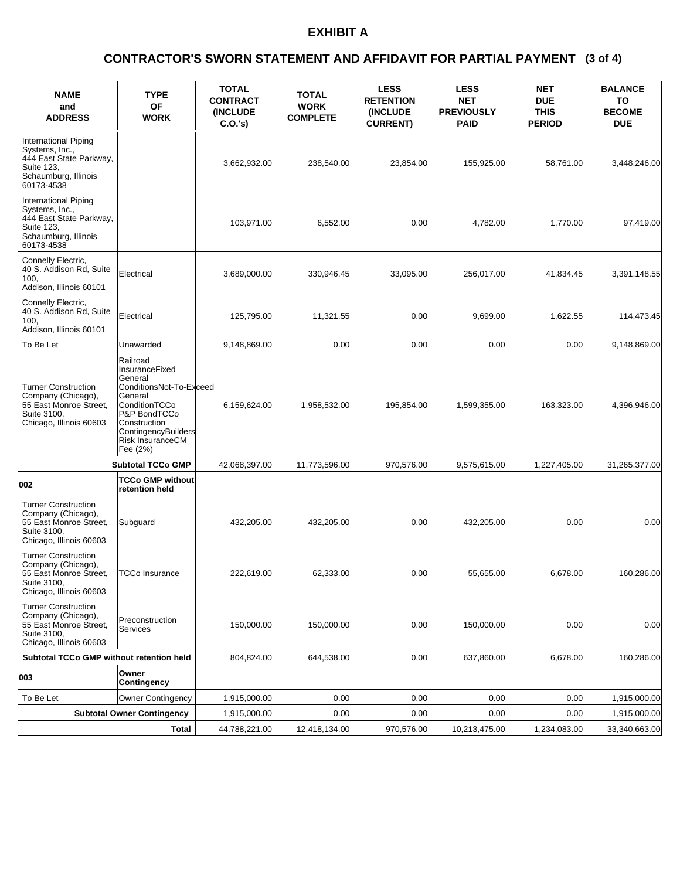# EXHIBIT A

## CONTRACTOR'S SWORN STATEMENT AND AFFIDAVIT FOR PARTIAL PAYMENT (3 of 4)

| NAME and ADDRESS | TYPE OF WORK | TOTAL CONTRACT (INCLUDE C.O.'s) | TOTAL WORK COMPLETE | LESS RETENTION (INCLUDE CURRENT) | LESS NET PREVIOUSLY PAID | NET DUE THIS PERIOD | BALANCE TO BECOME DUE |
|---|---|---|---|---|---|---|---|
| International Piping Systems, Inc., 444 East State Parkway, Suite 123, Schaumburg, Illinois 60173-4538 | | 3,662,932.00 | 238,540.00 | 23,854.00 | 155,925.00 | 58,761.00 | 3,448,246.00 |
| International Piping Systems, Inc., 444 East State Parkway, Suite 123, Schaumburg, Illinois 60173-4538 | | 103,971.00 | 6,552.00 | 0.00 | 4,782.00 | 1,770.00 | 97,419.00 |
| Connelly Electric, 40 S. Addison Rd, Suite 100, Addison, Illinois 60101 | Electrical | 3,689,000.00 | 330,946.45 | 33,095.00 | 256,017.00 | 41,834.45 | 3,391,148.55 |
| Connelly Electric, 40 S. Addison Rd, Suite 100, Addison, Illinois 60101 | Electrical | 125,795.00 | 11,321.55 | 0.00 | 9,699.00 | 1,622.55 | 114,473.45 |
| To Be Let | Unawarded | 9,148,869.00 | 0.00 | 0.00 | 0.00 | 0.00 | 9,148,869.00 |
| Turner Construction Company (Chicago), 55 East Monroe Street, Suite 3100, Chicago, Illinois 60603 | Railroad InsuranceFixed General ConditionsNot-To-Exceed General ConditionTCCo P&P BondTCCo Construction ContingencyBuilders Risk InsuranceCM Fee (2%) | 6,159,624.00 | 1,958,532.00 | 195,854.00 | 1,599,355.00 | 163,323.00 | 4,396,946.00 |
| | **Subtotal TCCo GMP** | 42,068,397.00 | 11,773,596.00 | 970,576.00 | 9,575,615.00 | 1,227,405.00 | 31,265,377.00 |
| **002** | **TCCo GMP without retention held** | | | | | | |
| Turner Construction Company (Chicago), 55 East Monroe Street, Suite 3100, Chicago, Illinois 60603 | Subguard | 432,205.00 | 432,205.00 | 0.00 | 432,205.00 | 0.00 | 0.00 |
| Turner Construction Company (Chicago), 55 East Monroe Street, Suite 3100, Chicago, Illinois 60603 | TCCo Insurance | 222,619.00 | 62,333.00 | 0.00 | 55,655.00 | 6,678.00 | 160,286.00 |
| Turner Construction Company (Chicago), 55 East Monroe Street, Suite 3100, Chicago, Illinois 60603 | Preconstruction Services | 150,000.00 | 150,000.00 | 0.00 | 150,000.00 | 0.00 | 0.00 |
| **Subtotal TCCo GMP without retention held** | | 804,824.00 | 644,538.00 | 0.00 | 637,860.00 | 6,678.00 | 160,286.00 |
| **003** | **Owner Contingency** | | | | | | |
| To Be Let | Owner Contingency | 1,915,000.00 | 0.00 | 0.00 | 0.00 | 0.00 | 1,915,000.00 |
| | **Subtotal Owner Contingency** | 1,915,000.00 | 0.00 | 0.00 | 0.00 | 0.00 | 1,915,000.00 |
| | **Total** | 44,788,221.00 | 12,418,134.00 | 970,576.00 | 10,213,475.00 | 1,234,083.00 | 33,340,663.00 |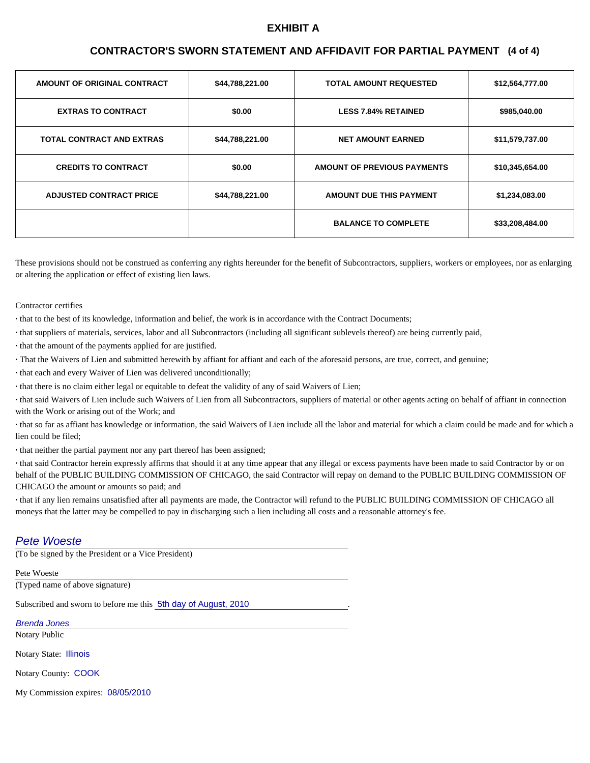# EXHIBIT A

## CONTRACTOR'S SWORN STATEMENT AND AFFIDAVIT FOR PARTIAL PAYMENT (4 of 4)

| | | | |
|---|---|---|---|
| **AMOUNT OF ORIGINAL CONTRACT** | **$44,788,221.00** | **TOTAL AMOUNT REQUESTED** | **$12,564,777.00** |
| **EXTRAS TO CONTRACT** | **$0.00** | **LESS 7.84% RETAINED** | **$985,040.00** |
| **TOTAL CONTRACT AND EXTRAS** | **$44,788,221.00** | **NET AMOUNT EARNED** | **$11,579,737.00** |
| **CREDITS TO CONTRACT** | **$0.00** | **AMOUNT OF PREVIOUS PAYMENTS** | **$10,345,654.00** |
| **ADJUSTED CONTRACT PRICE** | **$44,788,221.00** | **AMOUNT DUE THIS PAYMENT** | **$1,234,083.00** |
| | | **BALANCE TO COMPLETE** | **$33,208,484.00** |

These provisions should not be construed as conferring any rights hereunder for the benefit of Subcontractors, suppliers, workers or employees, nor as enlarging or altering the application or effect of existing lien laws.

Contractor certifies

- that to the best of its knowledge, information and belief, the work is in accordance with the Contract Documents;
- that suppliers of materials, services, labor and all Subcontractors (including all significant sublevels thereof) are being currently paid,
- that the amount of the payments applied for are justified.
- That the Waivers of Lien and submitted herewith by affiant for affiant and each of the aforesaid persons, are true, correct, and genuine;
- that each and every Waiver of Lien was delivered unconditionally;
- that there is no claim either legal or equitable to defeat the validity of any of said Waivers of Lien;
- that said Waivers of Lien include such Waivers of Lien from all Subcontractors, suppliers of material or other agents acting on behalf of affiant in connection with the Work or arising out of the Work; and
- that so far as affiant has knowledge or information, the said Waivers of Lien include all the labor and material for which a claim could be made and for which a lien could be filed;
- that neither the partial payment nor any part thereof has been assigned;
- that said Contractor herein expressly affirms that should it at any time appear that any illegal or excess payments have been made to said Contractor by or on behalf of the PUBLIC BUILDING COMMISSION OF CHICAGO, the said Contractor will repay on demand to the PUBLIC BUILDING COMMISSION OF CHICAGO the amount or amounts so paid; and
- that if any lien remains unsatisfied after all payments are made, the Contractor will refund to the PUBLIC BUILDING COMMISSION OF CHICAGO all moneys that the latter may be compelled to pay in discharging such a lien including all costs and a reasonable attorney's fee.

*Pete Woeste*
(To be signed by the President or a Vice President)

Pete Woeste
(Typed name of above signature)

Subscribed and sworn to before me this 5th day of August, 2010.

*Brenda Jones*
Notary Public

Notary State: Illinois

Notary County: COOK

My Commission expires: 08/05/2010